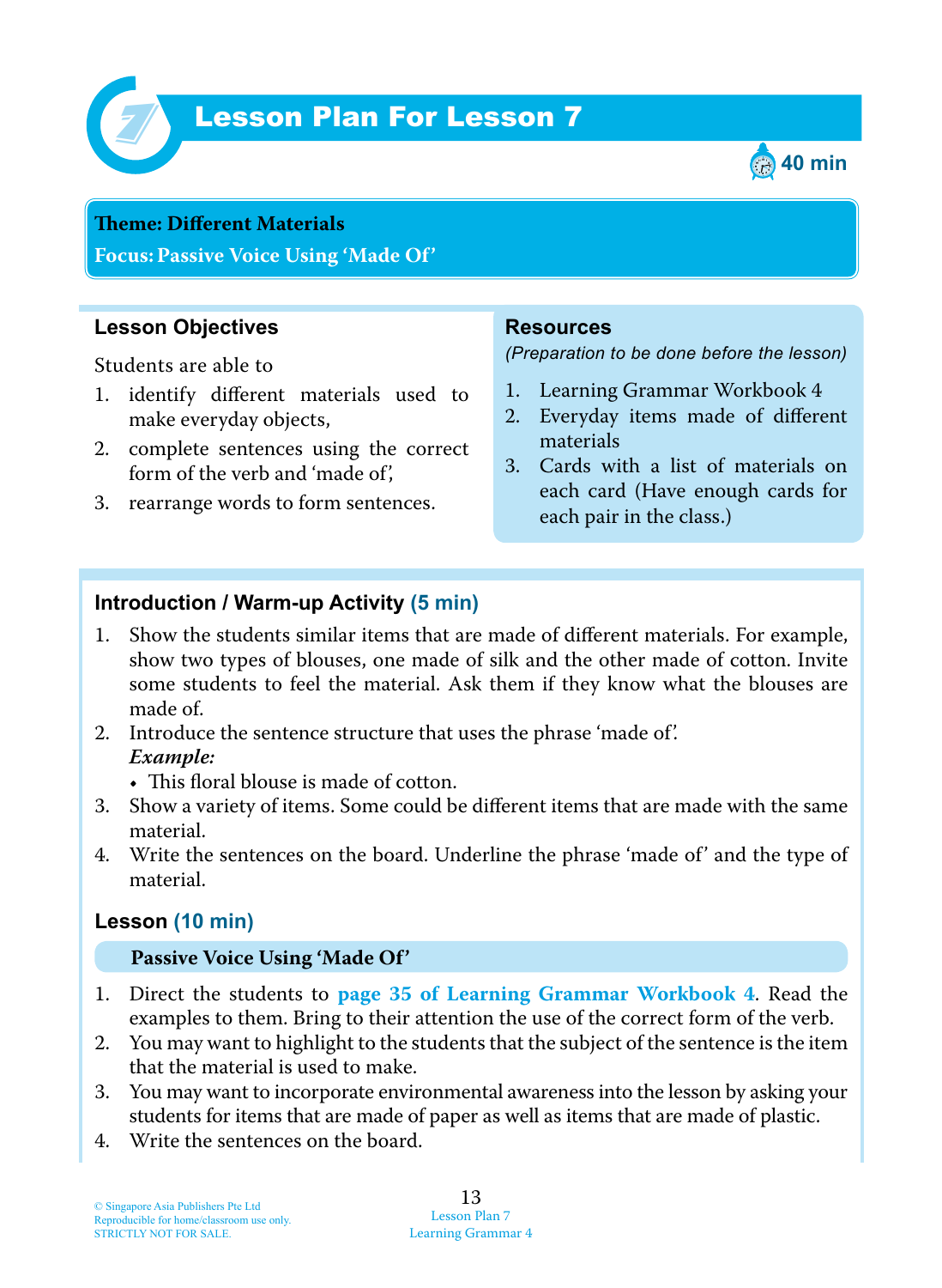# Lesson Plan For Lesson 7

40 min

**Theme: Different Materials**
**Focus: Passive Voice Using 'Made Of'**

## Lesson Objectives

Students are able to

1. identify different materials used to make everyday objects,
2. complete sentences using the correct form of the verb and 'made of',
3. rearrange words to form sentences.

## Resources

*(Preparation to be done before the lesson)*

1. Learning Grammar Workbook 4
2. Everyday items made of different materials
3. Cards with a list of materials on each card (Have enough cards for each pair in the class.)

## Introduction / Warm-up Activity (5 min)

1. Show the students similar items that are made of different materials. For example, show two types of blouses, one made of silk and the other made of cotton. Invite some students to feel the material. Ask them if they know what the blouses are made of.
2. Introduce the sentence structure that uses the phrase 'made of'.
   ***Example:***
   - This floral blouse is made of cotton.
3. Show a variety of items. Some could be different items that are made with the same material.
4. Write the sentences on the board. Underline the phrase 'made of' and the type of material.

## Lesson (10 min)

### Passive Voice Using 'Made Of'

1. Direct the students to **page 35 of Learning Grammar Workbook 4**. Read the examples to them. Bring to their attention the use of the correct form of the verb.
2. You may want to highlight to the students that the subject of the sentence is the item that the material is used to make.
3. You may want to incorporate environmental awareness into the lesson by asking your students for items that are made of paper as well as items that are made of plastic.
4. Write the sentences on the board.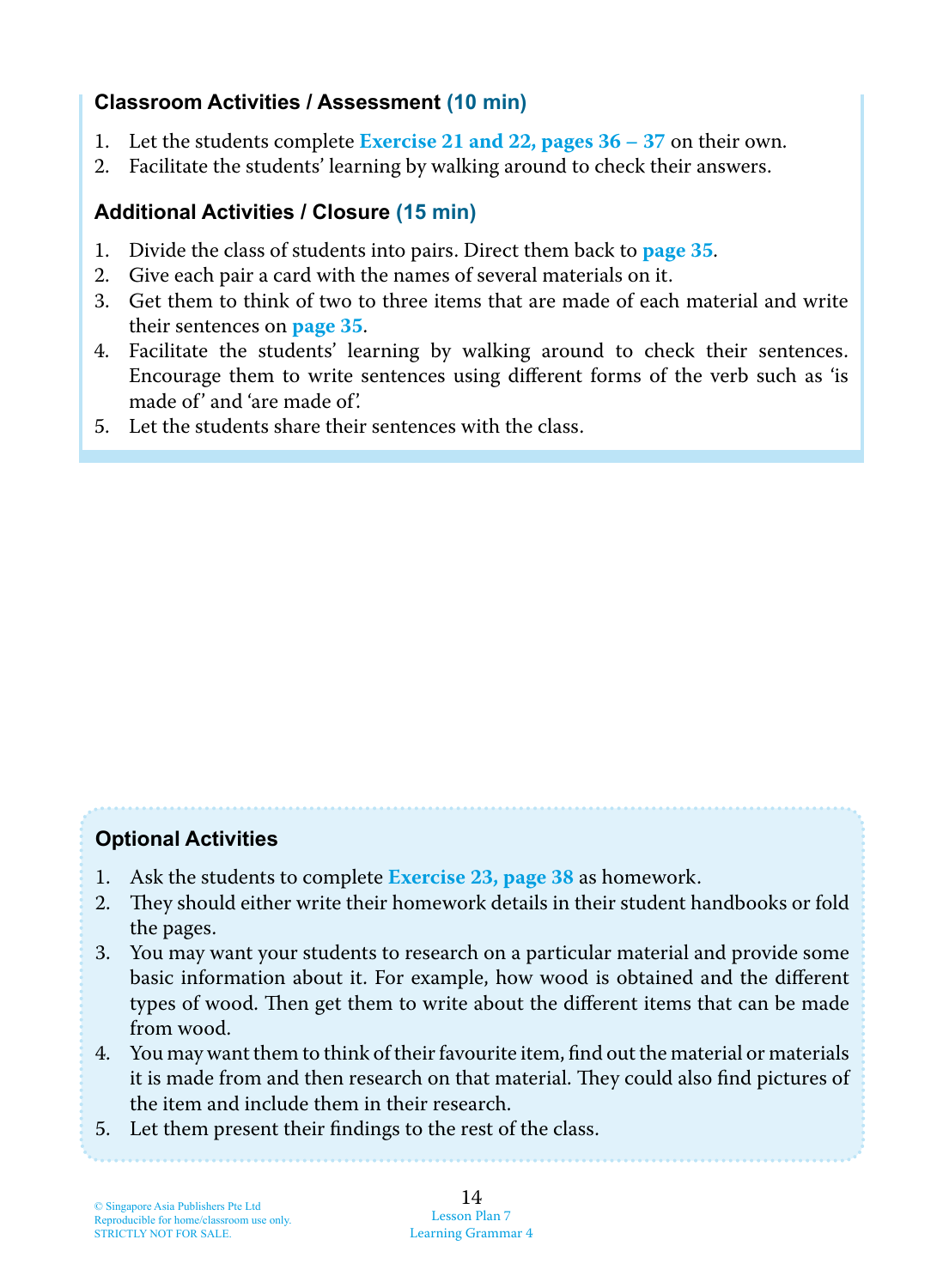### Classroom Activities / Assessment (10 min)

1. Let the students complete **Exercise 21 and 22, pages 36 – 37** on their own.
2. Facilitate the students' learning by walking around to check their answers.

### Additional Activities / Closure (15 min)

1. Divide the class of students into pairs. Direct them back to **page 35**.
2. Give each pair a card with the names of several materials on it.
3. Get them to think of two to three items that are made of each material and write their sentences on **page 35**.
4. Facilitate the students' learning by walking around to check their sentences. Encourage them to write sentences using different forms of the verb such as 'is made of' and 'are made of'.
5. Let the students share their sentences with the class.

### Optional Activities

1. Ask the students to complete **Exercise 23, page 38** as homework.
2. They should either write their homework details in their student handbooks or fold the pages.
3. You may want your students to research on a particular material and provide some basic information about it. For example, how wood is obtained and the different types of wood. Then get them to write about the different items that can be made from wood.
4. You may want them to think of their favourite item, find out the material or materials it is made from and then research on that material. They could also find pictures of the item and include them in their research.
5. Let them present their findings to the rest of the class.

© Singapore Asia Publishers Pte Ltd
Reproducible for home/classroom use only.
STRICTLY NOT FOR SALE.